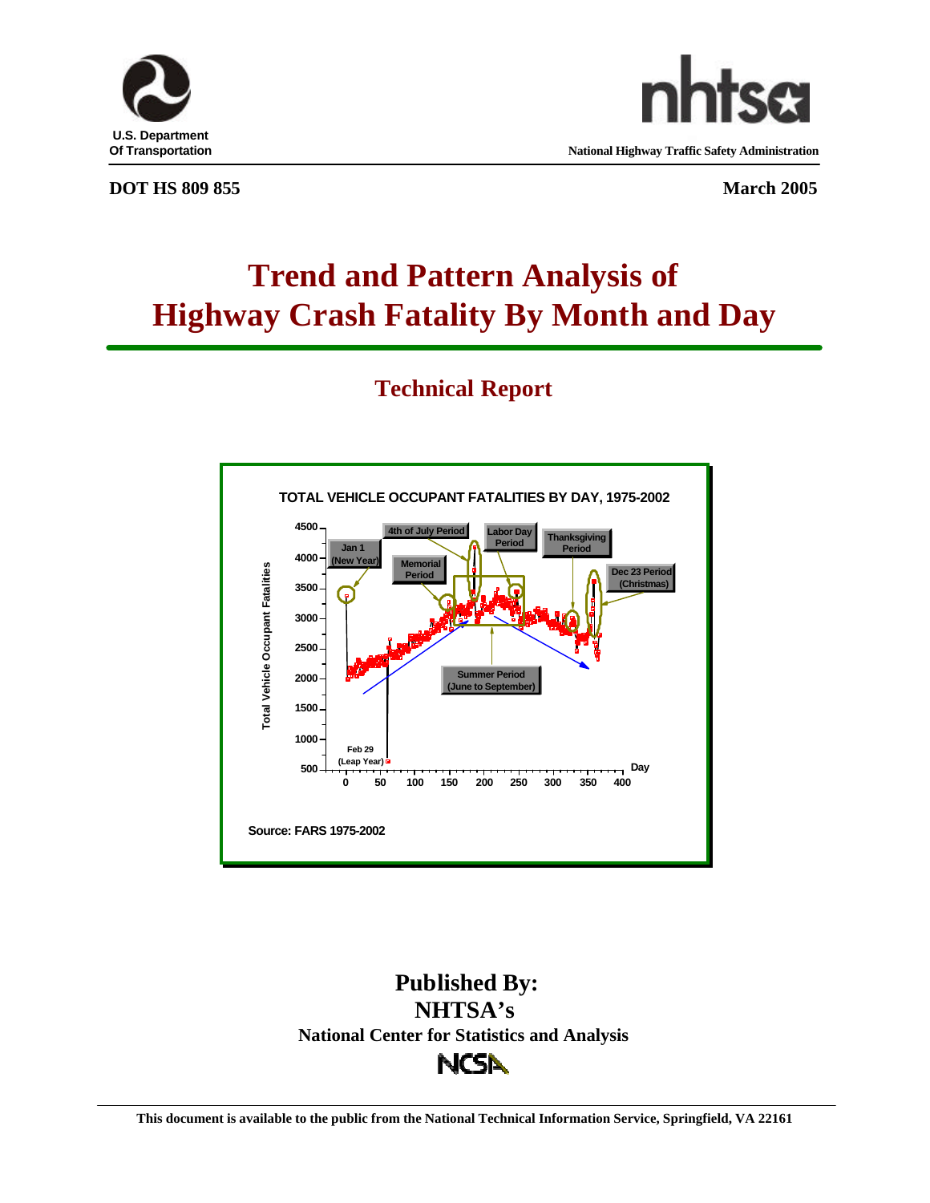U.S. Department
Of Transportation

National Highway Traffic Safety Administration

**DOT HS 809 855** **March 2005**

# Trend and Pattern Analysis of Highway Crash Fatality By Month and Day

## Technical Report

TOTAL VEHICLE OCCUPANT FATALITIES BY DAY, 1975-2002

Source: FARS 1975-2002

**Published By:**
**NHTSA's**
**National Center for Statistics and Analysis**

This document is available to the public from the National Technical Information Service, Springfield, VA 22161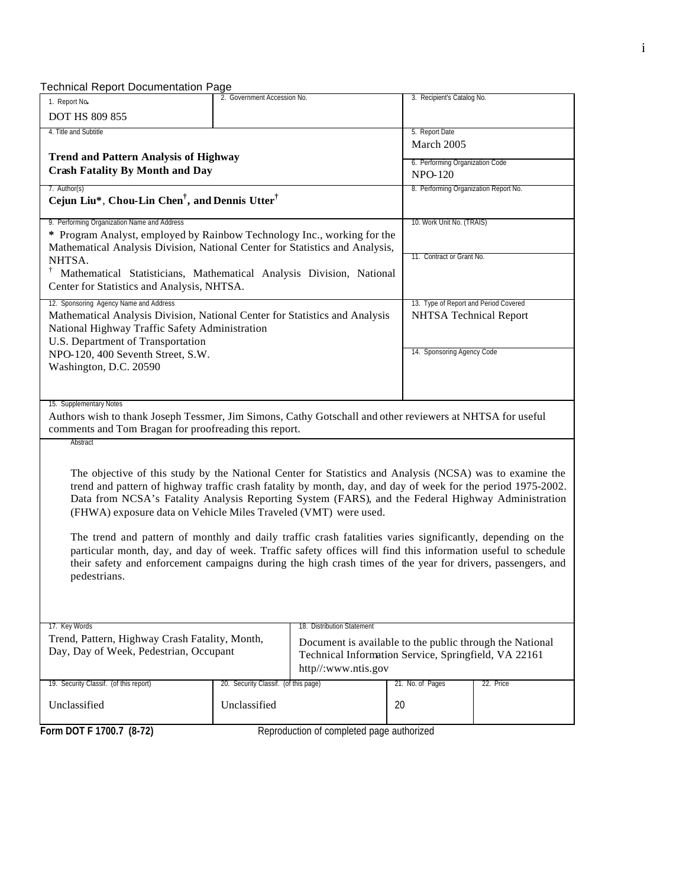Technical Report Documentation Page

| 1. Report No. | 2. Government Accession No. | 3. Recipient's Catalog No. |
|---|---|---|
| DOT HS 809 855 | | |

| 4. Title and Subtitle | 5. Report Date |
|---|---|
| **Trend and Pattern Analysis of Highway Crash Fatality By Month and Day** | March 2005 |
| | 6. Performing Organization Code: NPO-120 |
| 7. Author(s): **Cejun Liu*, Chou-Lin Chen†, and Dennis Utter†** | 8. Performing Organization Report No. |
| 9. Performing Organization Name and Address: * Program Analyst, employed by Rainbow Technology Inc., working for the Mathematical Analysis Division, National Center for Statistics and Analysis, NHTSA. † Mathematical Statisticians, Mathematical Analysis Division, National Center for Statistics and Analysis, NHTSA. | 10. Work Unit No. (TRAIS) |
| | 11. Contract or Grant No. |
| 12. Sponsoring Agency Name and Address: Mathematical Analysis Division, National Center for Statistics and Analysis, National Highway Traffic Safety Administration, U.S. Department of Transportation, NPO-120, 400 Seventh Street, S.W., Washington, D.C. 20590 | 13. Type of Report and Period Covered: NHTSA Technical Report |
| | 14. Sponsoring Agency Code |

15. Supplementary Notes

Authors wish to thank Joseph Tessmer, Jim Simons, Cathy Gotschall and other reviewers at NHTSA for useful comments and Tom Bragan for proofreading this report.

Abstract

The objective of this study by the National Center for Statistics and Analysis (NCSA) was to examine the trend and pattern of highway traffic crash fatality by month, day, and day of week for the period 1975-2002. Data from NCSA's Fatality Analysis Reporting System (FARS), and the Federal Highway Administration (FHWA) exposure data on Vehicle Miles Traveled (VMT) were used.

The trend and pattern of monthly and daily traffic crash fatalities varies significantly, depending on the particular month, day, and day of week. Traffic safety offices will find this information useful to schedule their safety and enforcement campaigns during the high crash times of the year for drivers, passengers, and pedestrians.

| 17. Key Words | 18. Distribution Statement |
|---|---|
| Trend, Pattern, Highway Crash Fatality, Month, Day, Day of Week, Pedestrian, Occupant | Document is available to the public through the National Technical Information Service, Springfield, VA 22161 http//:www.ntis.gov |

| 19. Security Classif. (of this report) | 20. Security Classif. (of this page) | 21. No. of Pages | 22. Price |
|---|---|---|---|
| Unclassified | Unclassified | 20 | |

**Form DOT F 1700.7 (8-72)** Reproduction of completed page authorized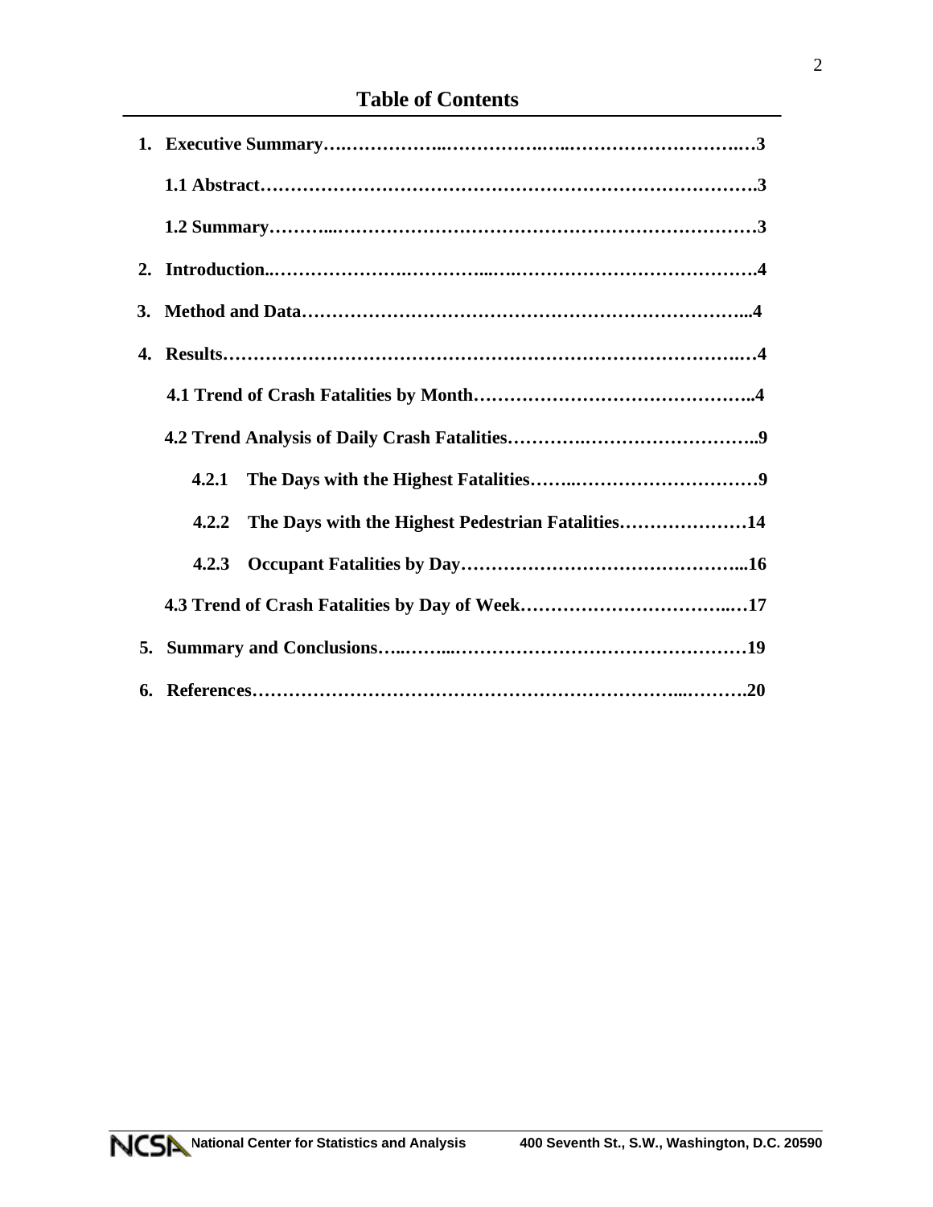# Table of Contents

1. **Executive Summary……………………………………………………………3**
   - **1.1 Abstract……………………………………………………………………3**
   - **1.2 Summary……………………………………………………………………3**
2. **Introduction…………………………………………………………………4**
3. **Method and Data……………………………………………………………4**
4. **Results………………………………………………………………………4**
   - **4.1 Trend of Crash Fatalities by Month……………………………………4**
   - **4.2 Trend Analysis of Daily Crash Fatalities………………………………9**
     - **4.2.1 The Days with the Highest Fatalities……………………………9**
     - **4.2.2 The Days with the Highest Pedestrian Fatalities…………………14**
     - **4.2.3 Occupant Fatalities by Day…………………………………………16**
   - **4.3 Trend of Crash Fatalities by Day of Week……………………………17**
5. **Summary and Conclusions…………………………………………………19**
6. **References……………………………………………………………………20**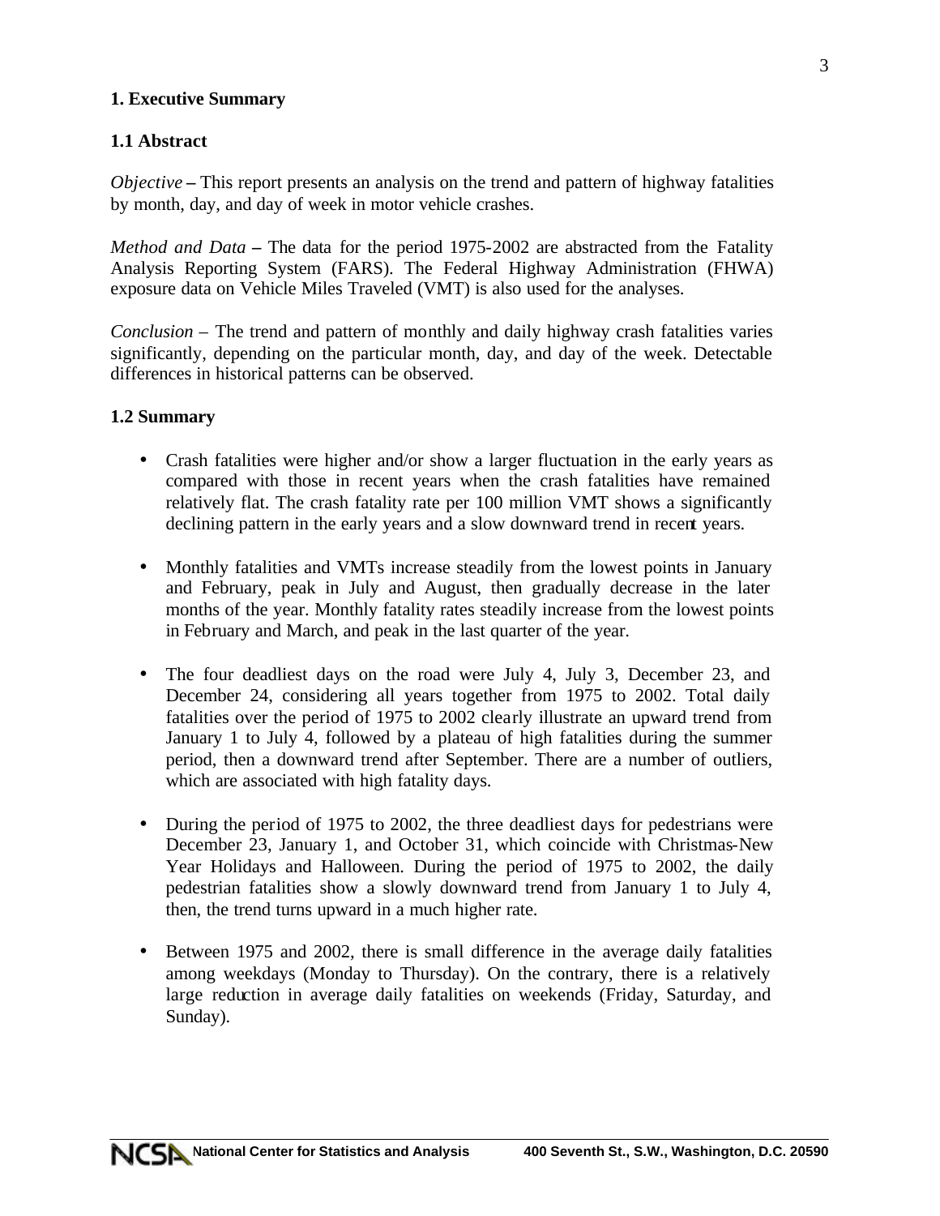# 1. Executive Summary

## 1.1 Abstract

*Objective* – This report presents an analysis on the trend and pattern of highway fatalities by month, day, and day of week in motor vehicle crashes.

*Method and Data* – The data for the period 1975-2002 are abstracted from the Fatality Analysis Reporting System (FARS). The Federal Highway Administration (FHWA) exposure data on Vehicle Miles Traveled (VMT) is also used for the analyses.

*Conclusion* – The trend and pattern of monthly and daily highway crash fatalities varies significantly, depending on the particular month, day, and day of the week. Detectable differences in historical patterns can be observed.

## 1.2 Summary

- Crash fatalities were higher and/or show a larger fluctuation in the early years as compared with those in recent years when the crash fatalities have remained relatively flat. The crash fatality rate per 100 million VMT shows a significantly declining pattern in the early years and a slow downward trend in recent years.

- Monthly fatalities and VMTs increase steadily from the lowest points in January and February, peak in July and August, then gradually decrease in the later months of the year. Monthly fatality rates steadily increase from the lowest points in February and March, and peak in the last quarter of the year.

- The four deadliest days on the road were July 4, July 3, December 23, and December 24, considering all years together from 1975 to 2002. Total daily fatalities over the period of 1975 to 2002 clearly illustrate an upward trend from January 1 to July 4, followed by a plateau of high fatalities during the summer period, then a downward trend after September. There are a number of outliers, which are associated with high fatality days.

- During the period of 1975 to 2002, the three deadliest days for pedestrians were December 23, January 1, and October 31, which coincide with Christmas-New Year Holidays and Halloween. During the period of 1975 to 2002, the daily pedestrian fatalities show a slowly downward trend from January 1 to July 4, then, the trend turns upward in a much higher rate.

- Between 1975 and 2002, there is small difference in the average daily fatalities among weekdays (Monday to Thursday). On the contrary, there is a relatively large reduction in average daily fatalities on weekends (Friday, Saturday, and Sunday).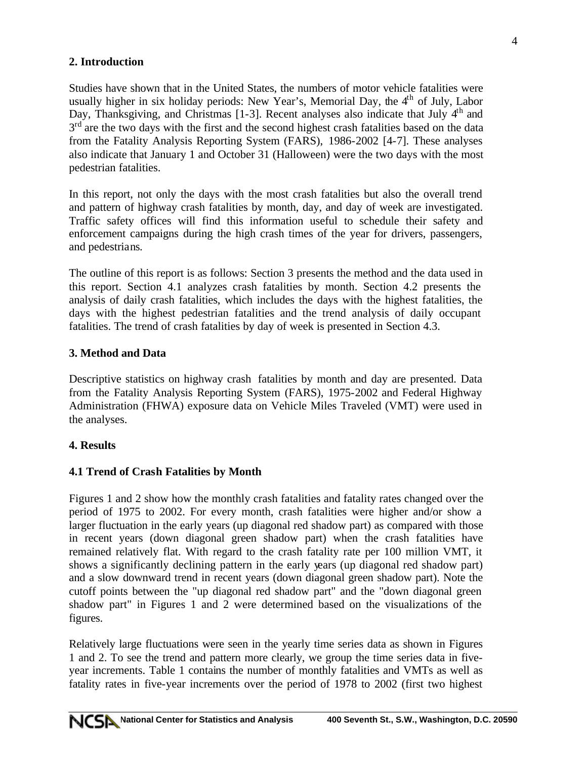## 2. Introduction

Studies have shown that in the United States, the numbers of motor vehicle fatalities were usually higher in six holiday periods: New Year's, Memorial Day, the 4th of July, Labor Day, Thanksgiving, and Christmas [1-3]. Recent analyses also indicate that July 4th and 3rd are the two days with the first and the second highest crash fatalities based on the data from the Fatality Analysis Reporting System (FARS), 1986-2002 [4-7]. These analyses also indicate that January 1 and October 31 (Halloween) were the two days with the most pedestrian fatalities.

In this report, not only the days with the most crash fatalities but also the overall trend and pattern of highway crash fatalities by month, day, and day of week are investigated. Traffic safety offices will find this information useful to schedule their safety and enforcement campaigns during the high crash times of the year for drivers, passengers, and pedestrians.

The outline of this report is as follows: Section 3 presents the method and the data used in this report. Section 4.1 analyzes crash fatalities by month. Section 4.2 presents the analysis of daily crash fatalities, which includes the days with the highest fatalities, the days with the highest pedestrian fatalities and the trend analysis of daily occupant fatalities. The trend of crash fatalities by day of week is presented in Section 4.3.

## 3. Method and Data

Descriptive statistics on highway crash fatalities by month and day are presented. Data from the Fatality Analysis Reporting System (FARS), 1975-2002 and Federal Highway Administration (FHWA) exposure data on Vehicle Miles Traveled (VMT) were used in the analyses.

## 4. Results

### 4.1 Trend of Crash Fatalities by Month

Figures 1 and 2 show how the monthly crash fatalities and fatality rates changed over the period of 1975 to 2002. For every month, crash fatalities were higher and/or show a larger fluctuation in the early years (up diagonal red shadow part) as compared with those in recent years (down diagonal green shadow part) when the crash fatalities have remained relatively flat. With regard to the crash fatality rate per 100 million VMT, it shows a significantly declining pattern in the early years (up diagonal red shadow part) and a slow downward trend in recent years (down diagonal green shadow part). Note the cutoff points between the "up diagonal red shadow part" and the "down diagonal green shadow part" in Figures 1 and 2 were determined based on the visualizations of the figures.

Relatively large fluctuations were seen in the yearly time series data as shown in Figures 1 and 2. To see the trend and pattern more clearly, we group the time series data in five-year increments. Table 1 contains the number of monthly fatalities and VMTs as well as fatality rates in five-year increments over the period of 1978 to 2002 (first two highest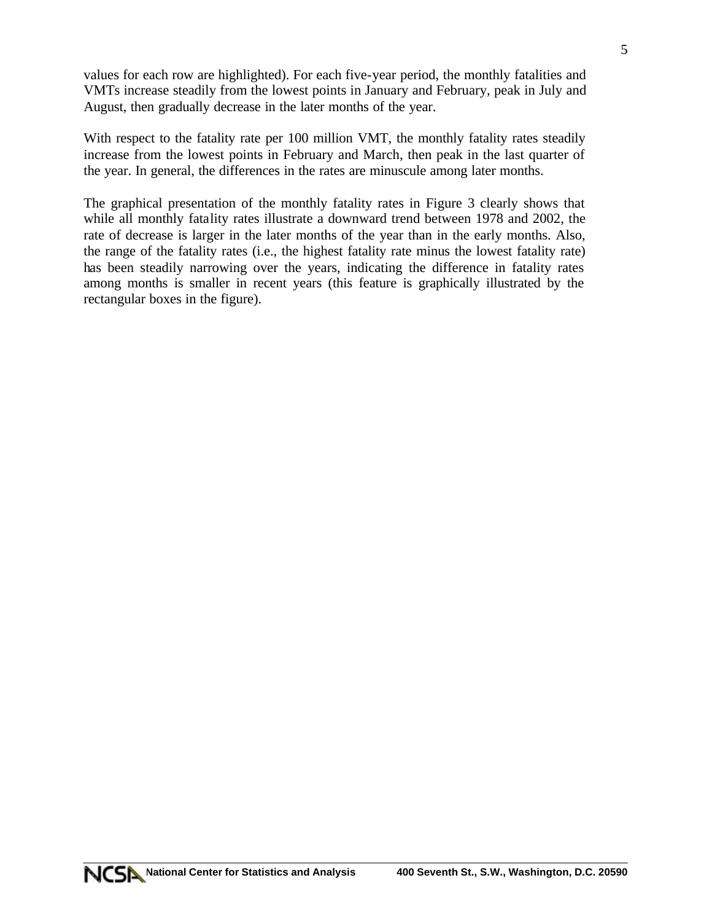values for each row are highlighted). For each five-year period, the monthly fatalities and VMTs increase steadily from the lowest points in January and February, peak in July and August, then gradually decrease in the later months of the year.

With respect to the fatality rate per 100 million VMT, the monthly fatality rates steadily increase from the lowest points in February and March, then peak in the last quarter of the year. In general, the differences in the rates are minuscule among later months.

The graphical presentation of the monthly fatality rates in Figure 3 clearly shows that while all monthly fatality rates illustrate a downward trend between 1978 and 2002, the rate of decrease is larger in the later months of the year than in the early months. Also, the range of the fatality rates (i.e., the highest fatality rate minus the lowest fatality rate) has been steadily narrowing over the years, indicating the difference in fatality rates among months is smaller in recent years (this feature is graphically illustrated by the rectangular boxes in the figure).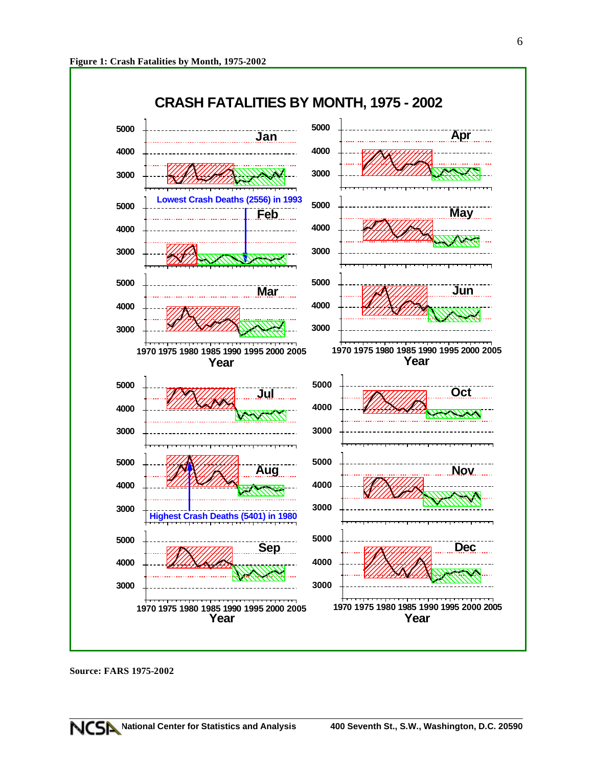**Figure 1: Crash Fatalities by Month, 1975-2002**

Source: FARS 1975-2002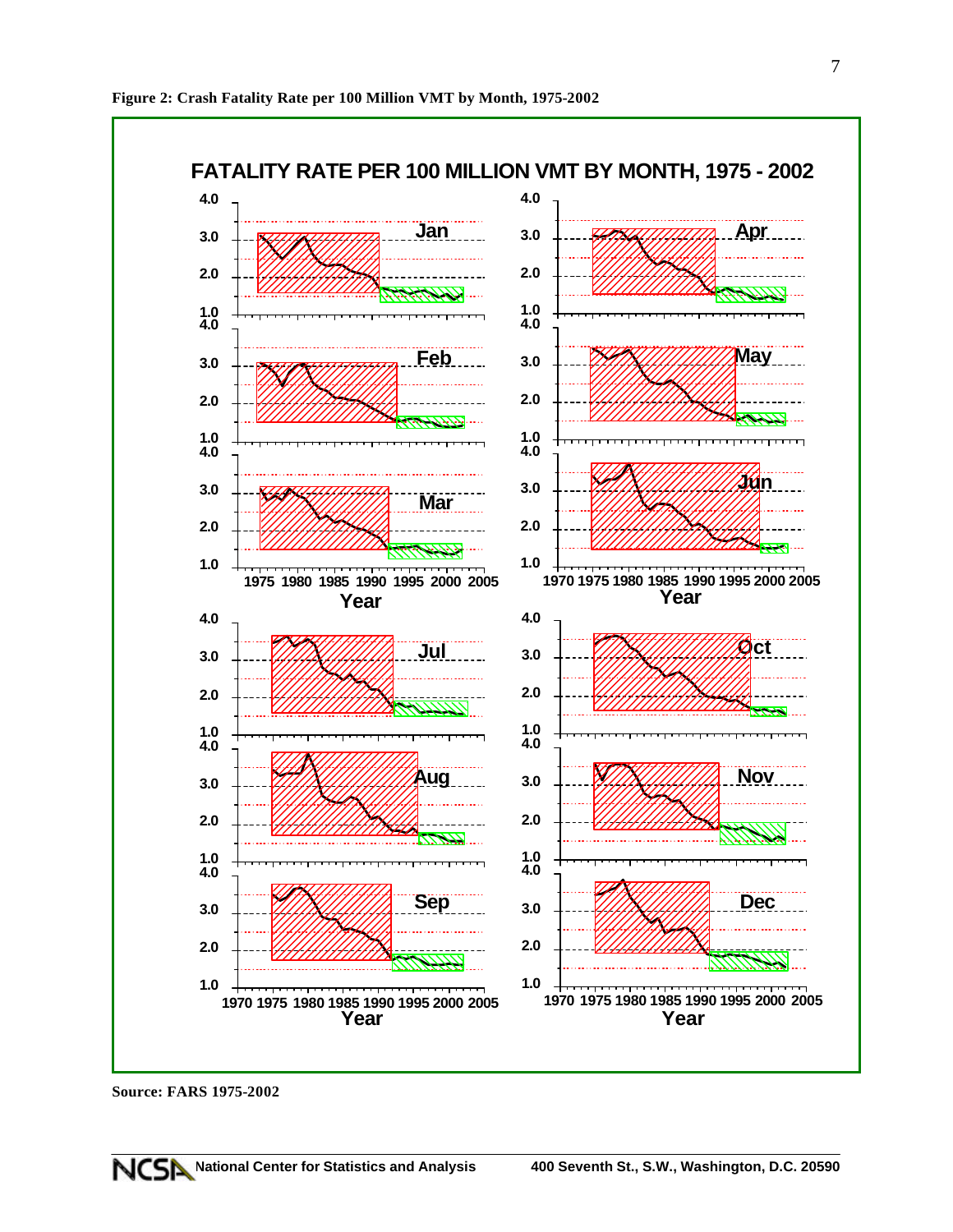**Figure 2: Crash Fatality Rate per 100 Million VMT by Month, 1975-2002**

**Source: FARS 1975-2002**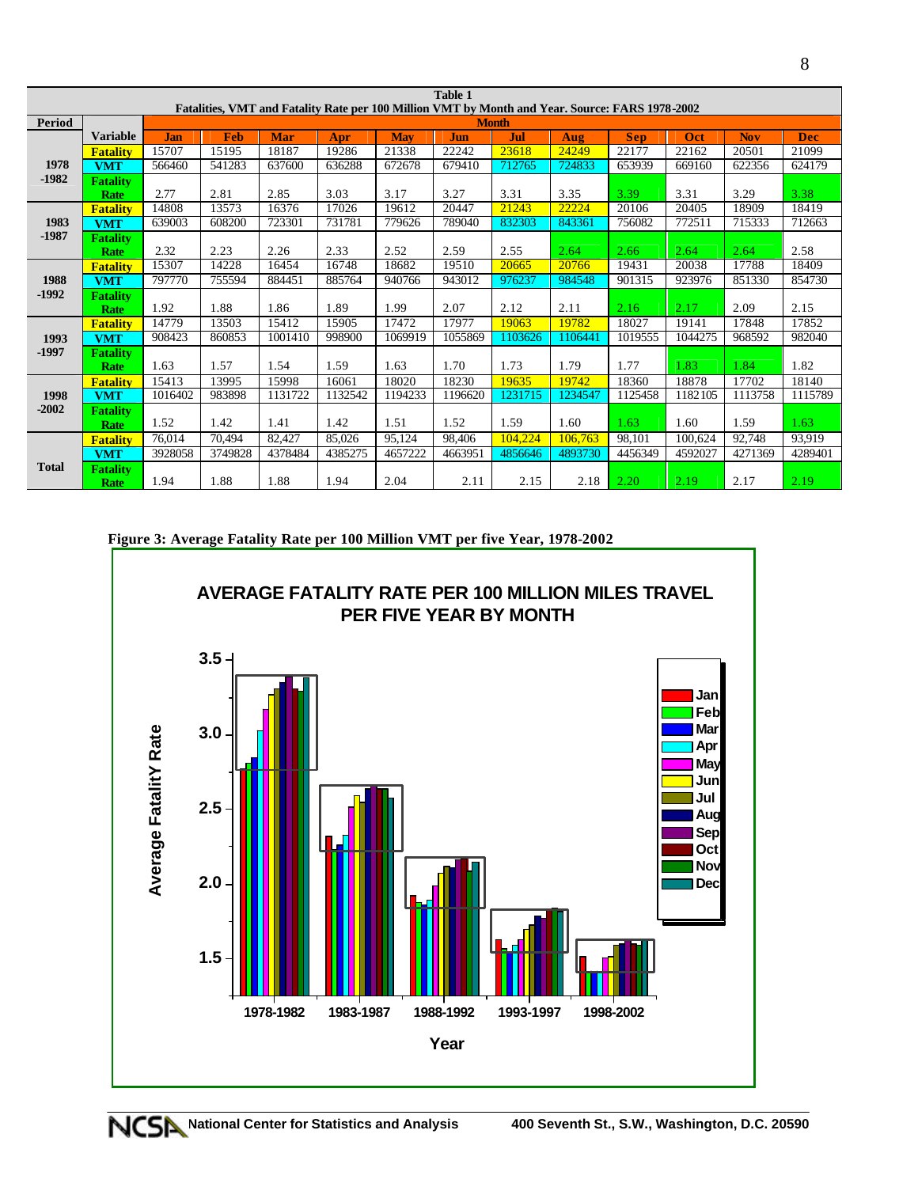**Table 1**
**Fatalities, VMT and Fatality Rate per 100 Million VMT by Month and Year. Source: FARS 1978-2002**

| Period | Variable | Jan | Feb | Mar | Apr | May | Jun | Jul | Aug | Sep | Oct | Nov | Dec |
|---|---|---|---|---|---|---|---|---|---|---|---|---|---|
| | | **Month** | | | | | | | | | | | |
| 1978 -1982 | Fatality | 15707 | 15195 | 18187 | 19286 | 21338 | 22242 | 23618 | 24249 | 22177 | 22162 | 20501 | 21099 |
| | VMT | 566460 | 541283 | 637600 | 636288 | 672678 | 679410 | 712765 | 724833 | 653939 | 669160 | 622356 | 624179 |
| | Fatality Rate | 2.77 | 2.81 | 2.85 | 3.03 | 3.17 | 3.27 | 3.31 | 3.35 | 3.39 | 3.31 | 3.29 | 3.38 |
| 1983 -1987 | Fatality | 14808 | 13573 | 16376 | 17026 | 19612 | 20447 | 21243 | 22224 | 20106 | 20405 | 18909 | 18419 |
| | VMT | 639003 | 608200 | 723301 | 731781 | 779626 | 789040 | 832303 | 843361 | 756082 | 772511 | 715333 | 712663 |
| | Fatality Rate | 2.32 | 2.23 | 2.26 | 2.33 | 2.52 | 2.59 | 2.55 | 2.64 | 2.66 | 2.64 | 2.64 | 2.58 |
| 1988 -1992 | Fatality | 15307 | 14228 | 16454 | 16748 | 18682 | 19510 | 20665 | 20766 | 19431 | 20038 | 17788 | 18409 |
| | VMT | 797770 | 755594 | 884451 | 885764 | 940766 | 943012 | 976237 | 984548 | 901315 | 923976 | 851330 | 854730 |
| | Fatality Rate | 1.92 | 1.88 | 1.86 | 1.89 | 1.99 | 2.07 | 2.12 | 2.11 | 2.16 | 2.17 | 2.09 | 2.15 |
| 1993 -1997 | Fatality | 14779 | 13503 | 15412 | 15905 | 17472 | 17977 | 19063 | 19782 | 18027 | 19141 | 17848 | 17852 |
| | VMT | 908423 | 860853 | 1001410 | 998900 | 1069919 | 1055869 | 1103626 | 1106441 | 1019555 | 1044275 | 968592 | 982040 |
| | Fatality Rate | 1.63 | 1.57 | 1.54 | 1.59 | 1.63 | 1.70 | 1.73 | 1.79 | 1.77 | 1.83 | 1.84 | 1.82 |
| 1998 -2002 | Fatality | 15413 | 13995 | 15998 | 16061 | 18020 | 18230 | 19635 | 19742 | 18360 | 18878 | 17702 | 18140 |
| | VMT | 1016402 | 983898 | 1131722 | 1132542 | 1194233 | 1196620 | 1231715 | 1234547 | 1125458 | 1182105 | 1113758 | 1115789 |
| | Fatality Rate | 1.52 | 1.42 | 1.41 | 1.42 | 1.51 | 1.52 | 1.59 | 1.60 | 1.63 | 1.60 | 1.59 | 1.63 |
| Total | Fatality | 76,014 | 70,494 | 82,427 | 85,026 | 95,124 | 98,406 | 104,224 | 106,763 | 98,101 | 100,624 | 92,748 | 93,919 |
| | VMT | 3928058 | 3749828 | 4378484 | 4385275 | 4657222 | 4663951 | 4856646 | 4893730 | 4456349 | 4592027 | 4271369 | 4289401 |
| | Fatality Rate | 1.94 | 1.88 | 1.88 | 1.94 | 2.04 | 2.11 | 2.15 | 2.18 | 2.20 | 2.19 | 2.17 | 2.19 |

**Figure 3: Average Fatality Rate per 100 Million VMT per five Year, 1978-2002**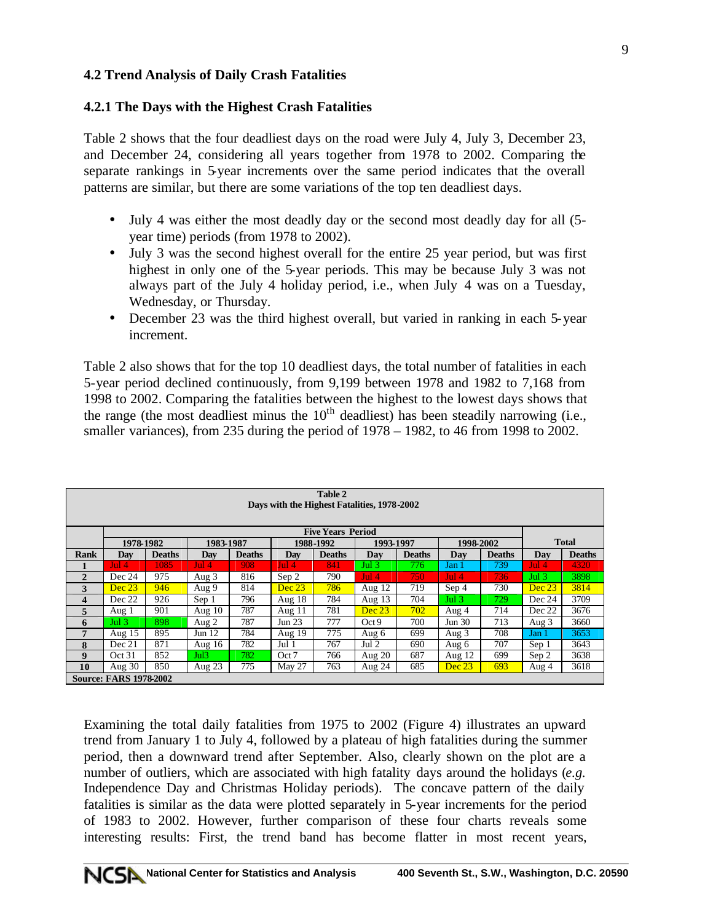### 4.2 Trend Analysis of Daily Crash Fatalities

### 4.2.1 The Days with the Highest Crash Fatalities

Table 2 shows that the four deadliest days on the road were July 4, July 3, December 23, and December 24, considering all years together from 1978 to 2002. Comparing the separate rankings in 5-year increments over the same period indicates that the overall patterns are similar, but there are some variations of the top ten deadliest days.

- July 4 was either the most deadly day or the second most deadly day for all (5-year time) periods (from 1978 to 2002).
- July 3 was the second highest overall for the entire 25 year period, but was first highest in only one of the 5-year periods. This may be because July 3 was not always part of the July 4 holiday period, i.e., when July 4 was on a Tuesday, Wednesday, or Thursday.
- December 23 was the third highest overall, but varied in ranking in each 5-year increment.

Table 2 also shows that for the top 10 deadliest days, the total number of fatalities in each 5-year period declined continuously, from 9,199 between 1978 and 1982 to 7,168 from 1998 to 2002. Comparing the fatalities between the highest to the lowest days shows that the range (the most deadliest minus the 10th deadliest) has been steadily narrowing (i.e., smaller variances), from 235 during the period of 1978 – 1982, to 46 from 1998 to 2002.

**Table 2**
**Days with the Highest Fatalities, 1978-2002**

| | Five Years Period | | | | | | | | | | Total | |
|---|---|---|---|---|---|---|---|---|---|---|---|---|
| | 1978-1982 | | 1983-1987 | | 1988-1992 | | 1993-1997 | | 1998-2002 | | | |
| Rank | Day | Deaths | Day | Deaths | Day | Deaths | Day | Deaths | Day | Deaths | Day | Deaths |
| 1 | Jul 4 | 1085 | Jul 4 | 908 | Jul 4 | 841 | Jul 3 | 776 | Jan 1 | 739 | Jul 4 | 4320 |
| 2 | Dec 24 | 975 | Aug 3 | 816 | Sep 2 | 790 | Jul 4 | 750 | Jul 4 | 736 | Jul 3 | 3898 |
| 3 | Dec 23 | 946 | Aug 9 | 814 | Dec 23 | 786 | Aug 12 | 719 | Sep 4 | 730 | Dec 23 | 3814 |
| 4 | Dec 22 | 926 | Sep 1 | 796 | Aug 18 | 784 | Aug 13 | 704 | Jul 3 | 729 | Dec 24 | 3709 |
| 5 | Aug 1 | 901 | Aug 10 | 787 | Aug 11 | 781 | Dec 23 | 702 | Aug 4 | 714 | Dec 22 | 3676 |
| 6 | Jul 3 | 898 | Aug 2 | 787 | Jun 23 | 777 | Oct 9 | 700 | Jun 30 | 713 | Aug 3 | 3660 |
| 7 | Aug 15 | 895 | Jun 12 | 784 | Aug 19 | 775 | Aug 6 | 699 | Aug 3 | 708 | Jan 1 | 3653 |
| 8 | Dec 21 | 871 | Aug 16 | 782 | Jul 1 | 767 | Jul 2 | 690 | Aug 6 | 707 | Sep 1 | 3643 |
| 9 | Oct 31 | 852 | Jul3 | 782 | Oct 7 | 766 | Aug 20 | 687 | Aug 12 | 699 | Sep 2 | 3638 |
| 10 | Aug 30 | 850 | Aug 23 | 775 | May 27 | 763 | Aug 24 | 685 | Dec 23 | 693 | Aug 4 | 3618 |

Source: FARS 1978-2002

Examining the total daily fatalities from 1975 to 2002 (Figure 4) illustrates an upward trend from January 1 to July 4, followed by a plateau of high fatalities during the summer period, then a downward trend after September. Also, clearly shown on the plot are a number of outliers, which are associated with high fatality days around the holidays (*e.g.* Independence Day and Christmas Holiday periods). The concave pattern of the daily fatalities is similar as the data were plotted separately in 5-year increments for the period of 1983 to 2002. However, further comparison of these four charts reveals some interesting results: First, the trend band has become flatter in most recent years,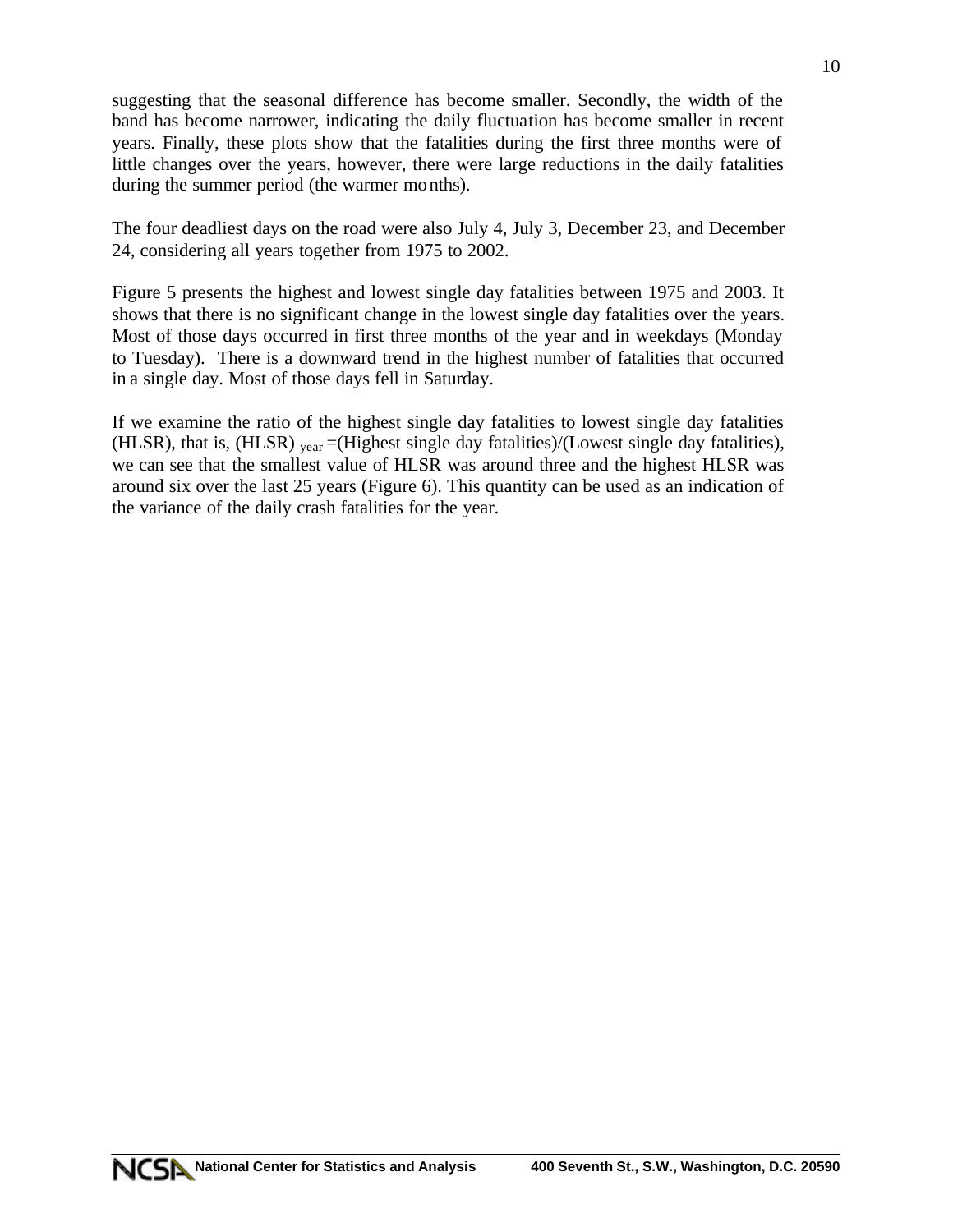suggesting that the seasonal difference has become smaller. Secondly, the width of the band has become narrower, indicating the daily fluctuation has become smaller in recent years. Finally, these plots show that the fatalities during the first three months were of little changes over the years, however, there were large reductions in the daily fatalities during the summer period (the warmer months).

The four deadliest days on the road were also July 4, July 3, December 23, and December 24, considering all years together from 1975 to 2002.

Figure 5 presents the highest and lowest single day fatalities between 1975 and 2003. It shows that there is no significant change in the lowest single day fatalities over the years. Most of those days occurred in first three months of the year and in weekdays (Monday to Tuesday). There is a downward trend in the highest number of fatalities that occurred in a single day. Most of those days fell in Saturday.

If we examine the ratio of the highest single day fatalities to lowest single day fatalities (HLSR), that is, $(HLSR)_{year}$ =(Highest single day fatalities)/(Lowest single day fatalities), we can see that the smallest value of HLSR was around three and the highest HLSR was around six over the last 25 years (Figure 6). This quantity can be used as an indication of the variance of the daily crash fatalities for the year.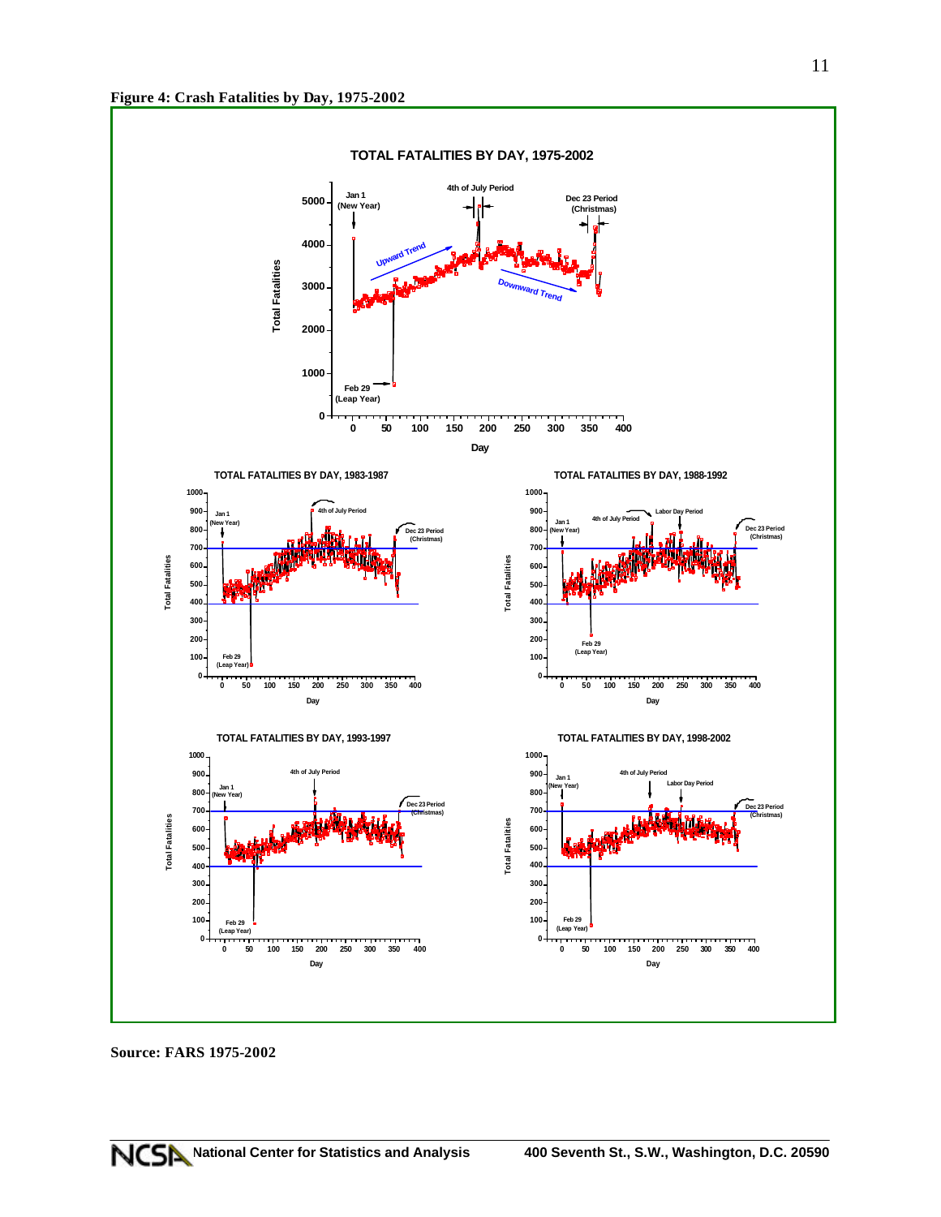**Figure 4: Crash Fatalities by Day, 1975-2002**

Source: FARS 1975-2002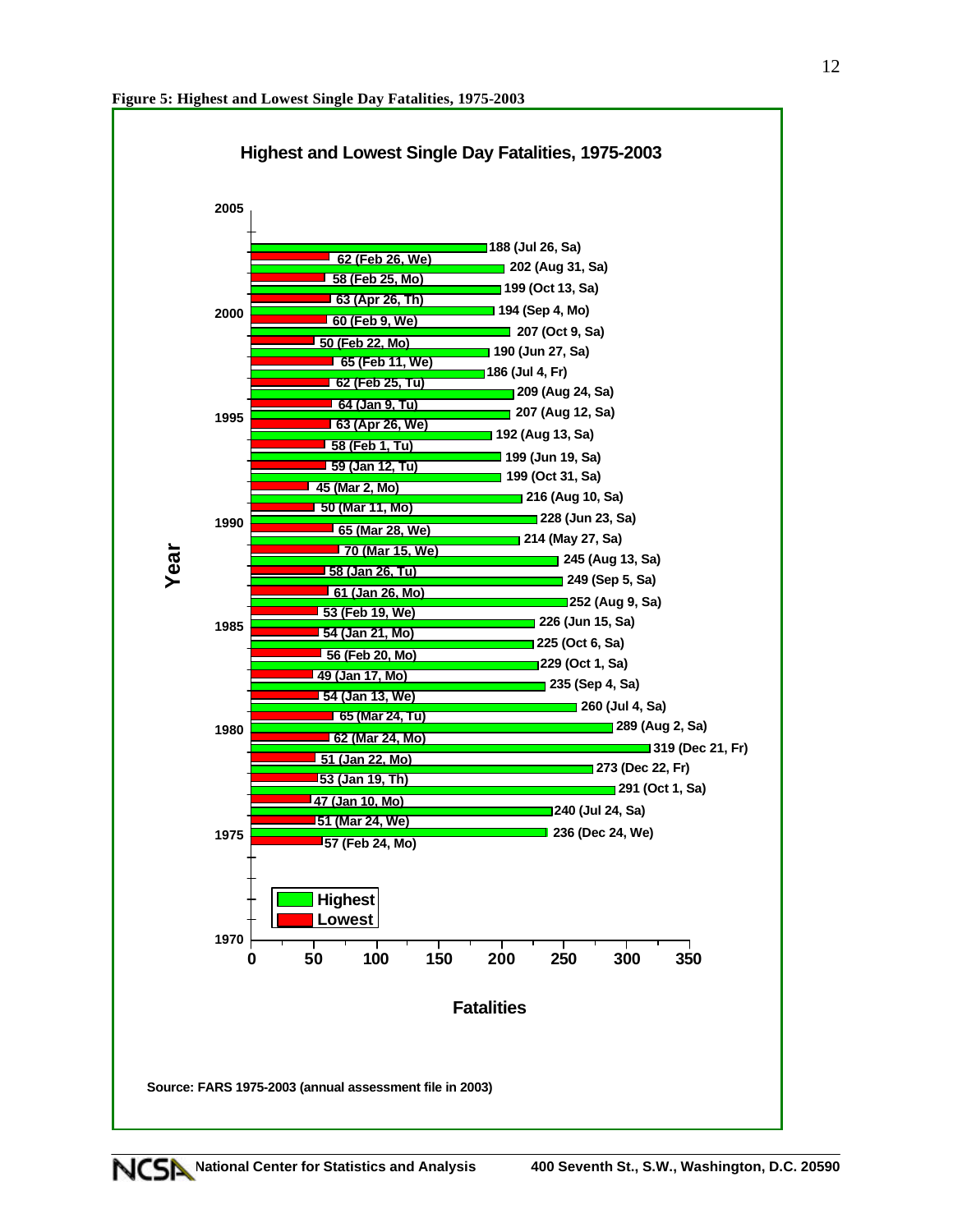**Figure 5: Highest and Lowest Single Day Fatalities, 1975-2003**

## Highest and Lowest Single Day Fatalities, 1975-2003

| Year | Highest | Lowest |
|---|---|---|
| 2003 | 188 (Jul 26, Sa) | 62 (Feb 26, We) |
| 2002 | 202 (Aug 31, Sa) | 58 (Feb 25, Mo) |
| 2001 | 199 (Oct 13, Sa) | 63 (Apr 26, Th) |
| 2000 | 194 (Sep 4, Mo) | 60 (Feb 9, We) |
| 1999 | 207 (Oct 9, Sa) | 50 (Feb 22, Mo) |
| 1998 | 190 (Jun 27, Sa) | 65 (Feb 11, We) |
| 1997 | 186 (Jul 4, Fr) | 62 (Feb 25, Tu) |
| 1996 | 209 (Aug 24, Sa) | 64 (Jan 9, Tu) |
| 1995 | 207 (Aug 12, Sa) | 63 (Apr 26, We) |
| 1994 | 192 (Aug 13, Sa) | 58 (Feb 1, Tu) |
| 1993 | 199 (Jun 19, Sa) | 59 (Jan 12, Tu) |
| 1992 | 199 (Oct 31, Sa) | 45 (Mar 2, Mo) |
| 1991 | 216 (Aug 10, Sa) | 50 (Mar 11, Mo) |
| 1990 | 228 (Jun 23, Sa) | 65 (Mar 28, We) |
| 1989 | 214 (May 27, Sa) | 70 (Mar 15, We) |
| 1988 | 245 (Aug 13, Sa) | 58 (Jan 26, Tu) |
| 1987 | 249 (Sep 5, Sa) | 61 (Jan 26, Mo) |
| 1986 | 252 (Aug 9, Sa) | 53 (Feb 19, We) |
| 1985 | 226 (Jun 15, Sa) | 54 (Jan 21, Mo) |
| 1984 | 225 (Oct 6, Sa) | 56 (Feb 20, Mo) |
| 1983 | 229 (Oct 1, Sa) | 49 (Jan 17, Mo) |
| 1982 | 235 (Sep 4, Sa) | 54 (Jan 13, We) |
| 1981 | 260 (Jul 4, Sa) | 65 (Mar 24, Tu) |
| 1980 | 289 (Aug 2, Sa) | 62 (Mar 24, Mo) |
| 1979 | 319 (Dec 21, Fr) | 51 (Jan 22, Mo) |
| 1978 | 273 (Dec 22, Fr) | 53 (Jan 19, Th) |
| 1977 | 291 (Oct 1, Sa) | 47 (Jan 10, Mo) |
| 1976 | 240 (Jul 24, Sa) | 51 (Mar 24, We) |
| 1975 | 236 (Dec 24, We) | 57 (Feb 24, Mo) |

Source: FARS 1975-2003 (annual assessment file in 2003)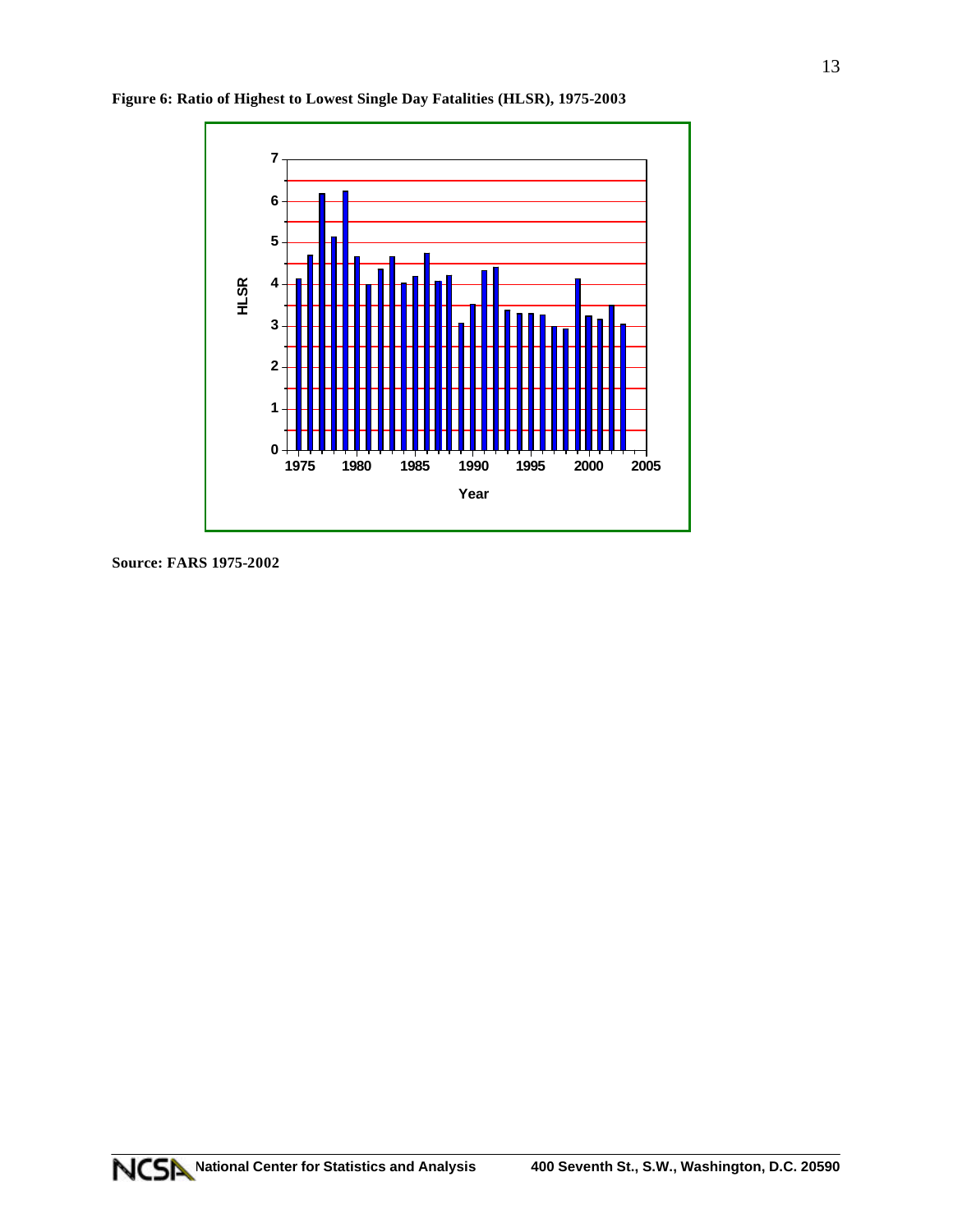**Figure 6: Ratio of Highest to Lowest Single Day Fatalities (HLSR), 1975-2003**

**Source: FARS 1975-2002**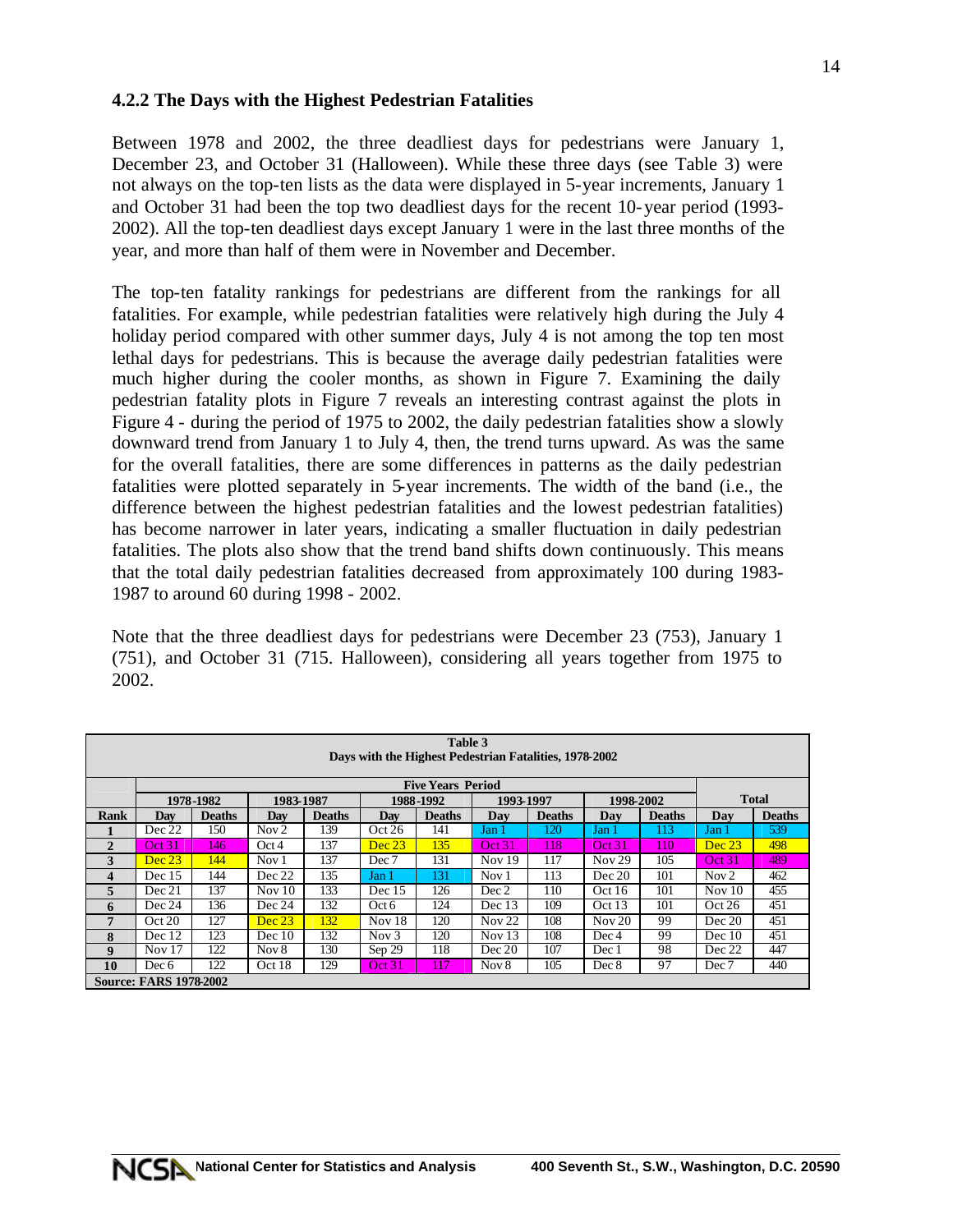### 4.2.2 The Days with the Highest Pedestrian Fatalities

Between 1978 and 2002, the three deadliest days for pedestrians were January 1, December 23, and October 31 (Halloween). While these three days (see Table 3) were not always on the top-ten lists as the data were displayed in 5-year increments, January 1 and October 31 had been the top two deadliest days for the recent 10-year period (1993-2002). All the top-ten deadliest days except January 1 were in the last three months of the year, and more than half of them were in November and December.

The top-ten fatality rankings for pedestrians are different from the rankings for all fatalities. For example, while pedestrian fatalities were relatively high during the July 4 holiday period compared with other summer days, July 4 is not among the top ten most lethal days for pedestrians. This is because the average daily pedestrian fatalities were much higher during the cooler months, as shown in Figure 7. Examining the daily pedestrian fatality plots in Figure 7 reveals an interesting contrast against the plots in Figure 4 - during the period of 1975 to 2002, the daily pedestrian fatalities show a slowly downward trend from January 1 to July 4, then, the trend turns upward. As was the same for the overall fatalities, there are some differences in patterns as the daily pedestrian fatalities were plotted separately in 5-year increments. The width of the band (i.e., the difference between the highest pedestrian fatalities and the lowest pedestrian fatalities) has become narrower in later years, indicating a smaller fluctuation in daily pedestrian fatalities. The plots also show that the trend band shifts down continuously. This means that the total daily pedestrian fatalities decreased from approximately 100 during 1983-1987 to around 60 during 1998 - 2002.

Note that the three deadliest days for pedestrians were December 23 (753), January 1 (751), and October 31 (715. Halloween), considering all years together from 1975 to 2002.

**Table 3**
**Days with the Highest Pedestrian Fatalities, 1978-2002**

| | Five Years Period | | | | | | | | | | | |
|---|---|---|---|---|---|---|---|---|---|---|---|---|
| | 1978-1982 | | 1983-1987 | | 1988-1992 | | 1993-1997 | | 1998-2002 | | Total | |
| **Rank** | **Day** | **Deaths** | **Day** | **Deaths** | **Day** | **Deaths** | **Day** | **Deaths** | **Day** | **Deaths** | **Day** | **Deaths** |
| 1 | Dec 22 | 150 | Nov 2 | 139 | Oct 26 | 141 | Jan 1 | 120 | Jan 1 | 113 | Jan 1 | 539 |
| 2 | Oct 31 | 146 | Oct 4 | 137 | Dec 23 | 135 | Oct 31 | 118 | Oct 31 | 110 | Dec 23 | 498 |
| 3 | Dec 23 | 144 | Nov 1 | 137 | Dec 7 | 131 | Nov 19 | 117 | Nov 29 | 105 | Oct 31 | 489 |
| 4 | Dec 15 | 144 | Dec 22 | 135 | Jan 1 | 131 | Nov 1 | 113 | Dec 20 | 101 | Nov 2 | 462 |
| 5 | Dec 21 | 137 | Nov 10 | 133 | Dec 15 | 126 | Dec 2 | 110 | Oct 16 | 101 | Nov 10 | 455 |
| 6 | Dec 24 | 136 | Dec 24 | 132 | Oct 6 | 124 | Dec 13 | 109 | Oct 13 | 101 | Oct 26 | 451 |
| 7 | Oct 20 | 127 | Dec 23 | 132 | Nov 18 | 120 | Nov 22 | 108 | Nov 20 | 99 | Dec 20 | 451 |
| 8 | Dec 12 | 123 | Dec 10 | 132 | Nov 3 | 120 | Nov 13 | 108 | Dec 4 | 99 | Dec 10 | 451 |
| 9 | Nov 17 | 122 | Nov 8 | 130 | Sep 29 | 118 | Dec 20 | 107 | Dec 1 | 98 | Dec 22 | 447 |
| 10 | Dec 6 | 122 | Oct 18 | 129 | Oct 31 | 117 | Nov 8 | 105 | Dec 8 | 97 | Dec 7 | 440 |

Source: FARS 1978-2002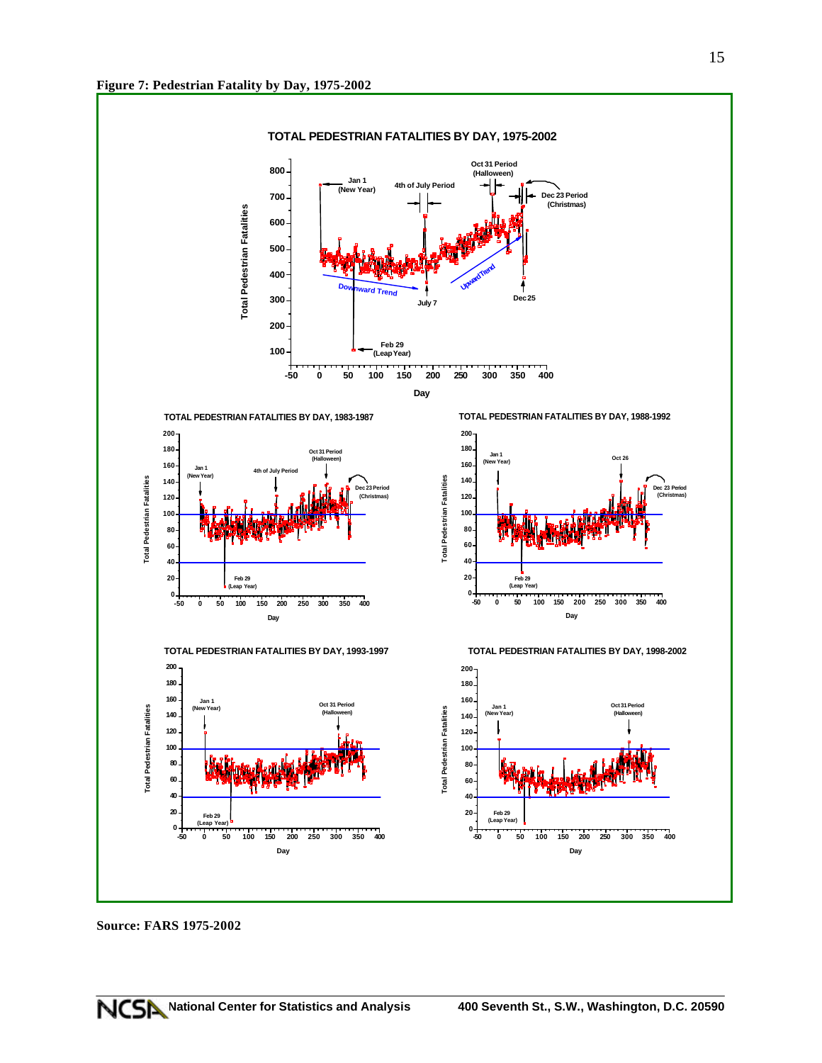**Figure 7: Pedestrian Fatality by Day, 1975-2002**

**Source: FARS 1975-2002**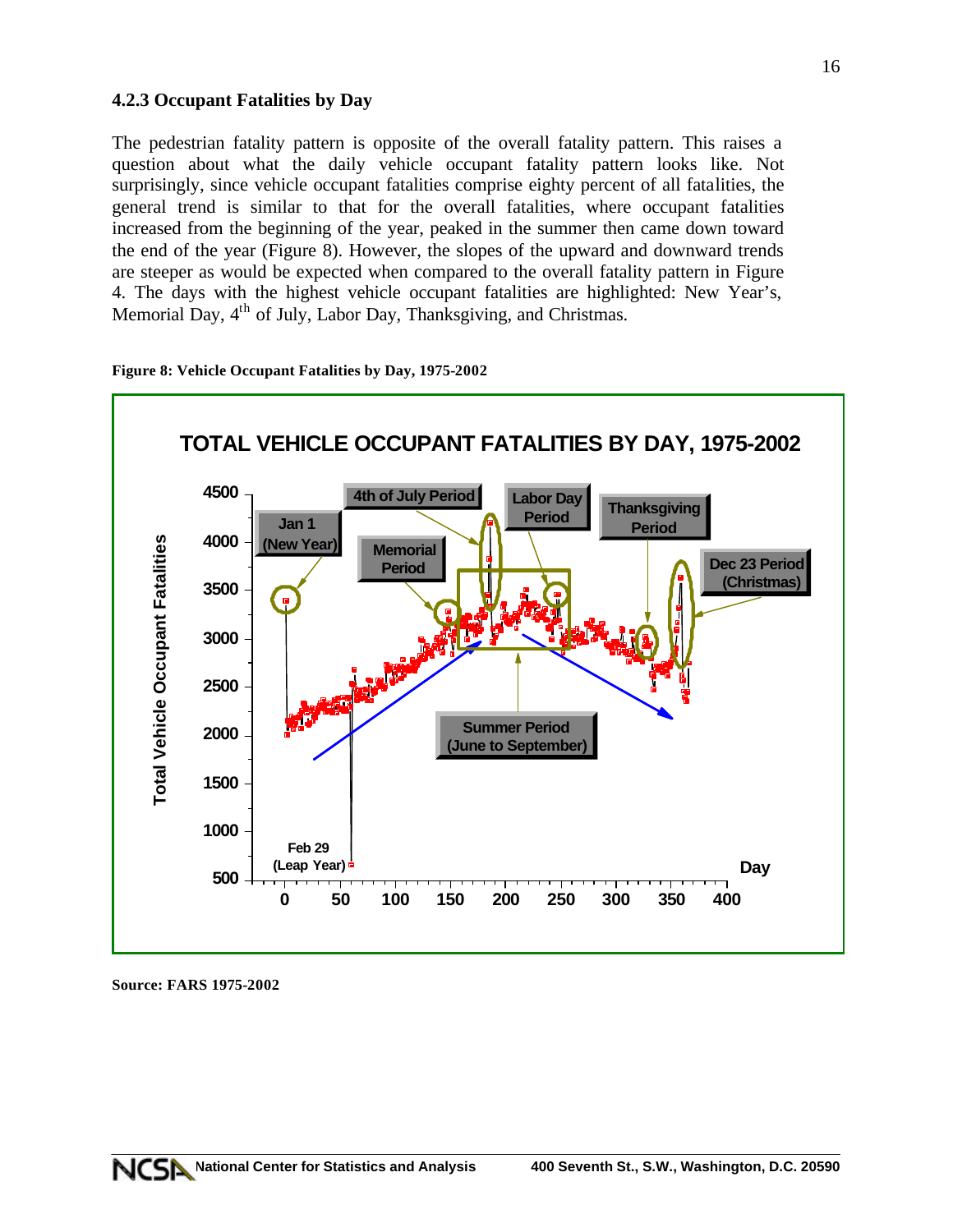### 4.2.3 Occupant Fatalities by Day

The pedestrian fatality pattern is opposite of the overall fatality pattern. This raises a question about what the daily vehicle occupant fatality pattern looks like. Not surprisingly, since vehicle occupant fatalities comprise eighty percent of all fatalities, the general trend is similar to that for the overall fatalities, where occupant fatalities increased from the beginning of the year, peaked in the summer then came down toward the end of the year (Figure 8). However, the slopes of the upward and downward trends are steeper as would be expected when compared to the overall fatality pattern in Figure 4. The days with the highest vehicle occupant fatalities are highlighted: New Year's, Memorial Day, 4th of July, Labor Day, Thanksgiving, and Christmas.

**Figure 8: Vehicle Occupant Fatalities by Day, 1975-2002**

**Source: FARS 1975-2002**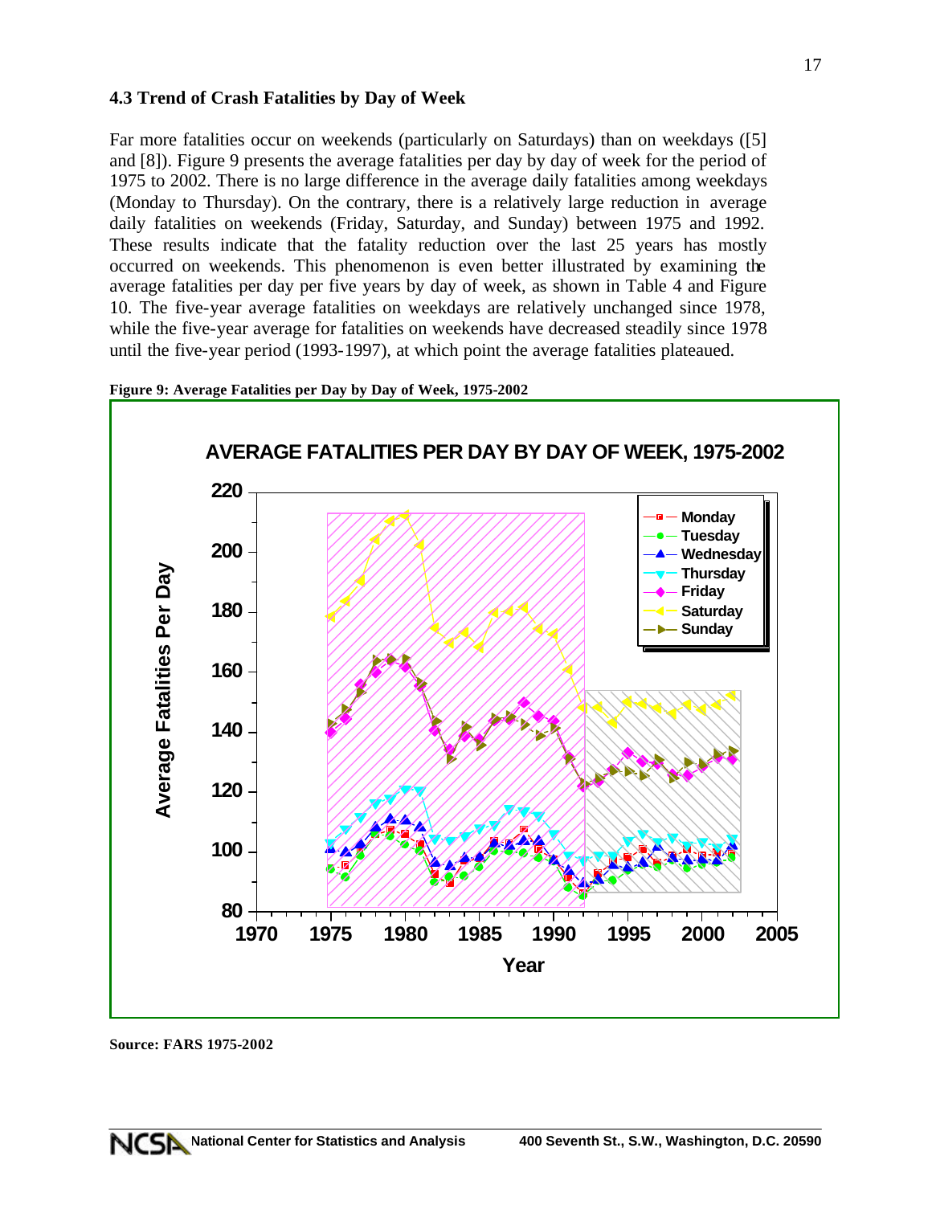### 4.3 Trend of Crash Fatalities by Day of Week

Far more fatalities occur on weekends (particularly on Saturdays) than on weekdays ([5] and [8]). Figure 9 presents the average fatalities per day by day of week for the period of 1975 to 2002. There is no large difference in the average daily fatalities among weekdays (Monday to Thursday). On the contrary, there is a relatively large reduction in average daily fatalities on weekends (Friday, Saturday, and Sunday) between 1975 and 1992. These results indicate that the fatality reduction over the last 25 years has mostly occurred on weekends. This phenomenon is even better illustrated by examining the average fatalities per day per five years by day of week, as shown in Table 4 and Figure 10. The five-year average fatalities on weekdays are relatively unchanged since 1978, while the five-year average for fatalities on weekends have decreased steadily since 1978 until the five-year period (1993-1997), at which point the average fatalities plateaued.

**Figure 9: Average Fatalities per Day by Day of Week, 1975-2002**

**Source: FARS 1975-2002**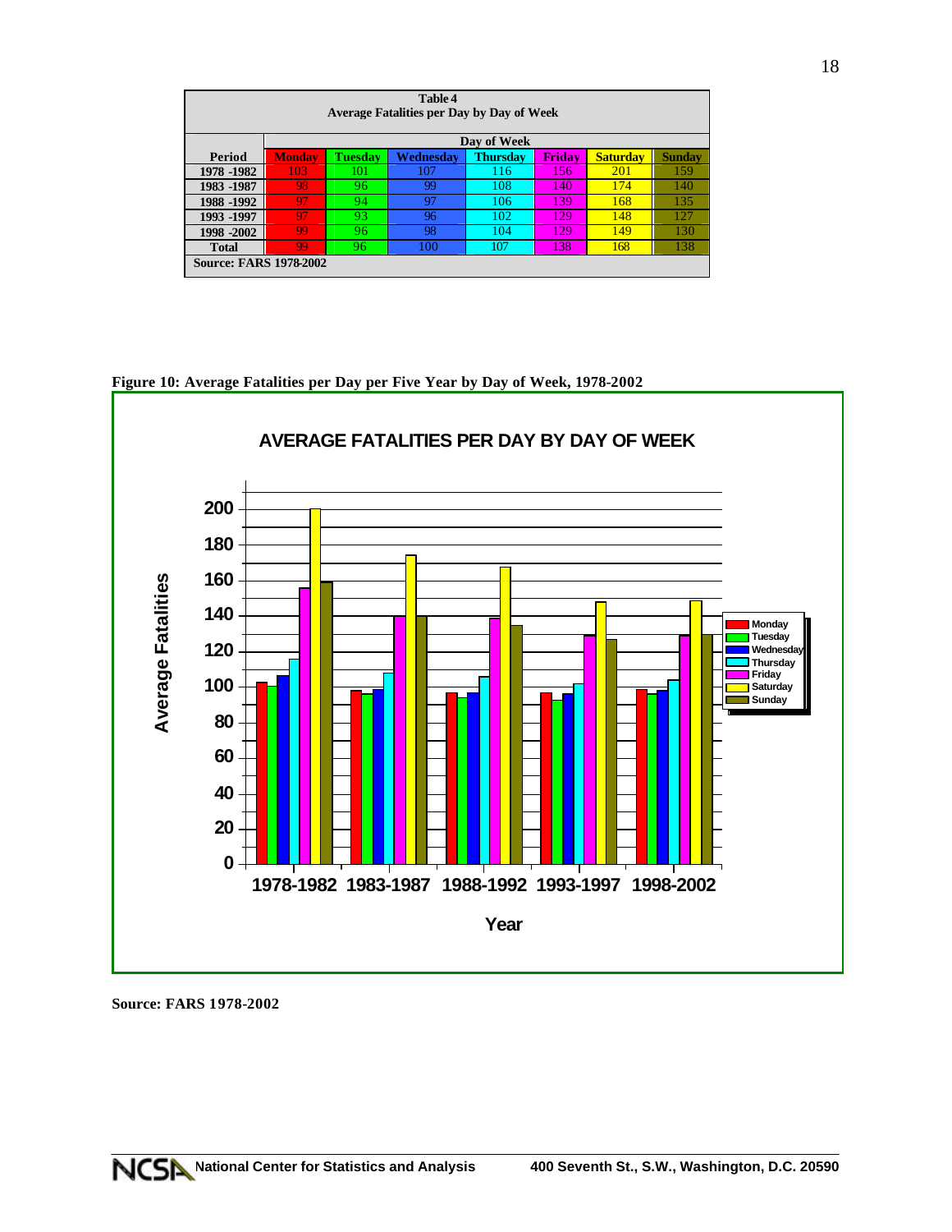**Table 4**
**Average Fatalities per Day by Day of Week**

| Period | Day of Week | | | | | | |
|---|---|---|---|---|---|---|---|
| | **Monday** | **Tuesday** | **Wednesday** | **Thursday** | **Friday** | **Saturday** | **Sunday** |
| **1978 -1982** | 103 | 101 | 107 | 116 | 156 | 201 | 159 |
| **1983 -1987** | 98 | 96 | 99 | 108 | 140 | 174 | 140 |
| **1988 -1992** | 97 | 94 | 97 | 106 | 139 | 168 | 135 |
| **1993 -1997** | 97 | 93 | 96 | 102 | 129 | 148 | 127 |
| **1998 -2002** | 99 | 96 | 98 | 104 | 129 | 149 | 130 |
| **Total** | 99 | 96 | 100 | 107 | 138 | 168 | 138 |

**Source: FARS 1978-2002**

**Figure 10: Average Fatalities per Day per Five Year by Day of Week, 1978-2002**

**Source: FARS 1978-2002**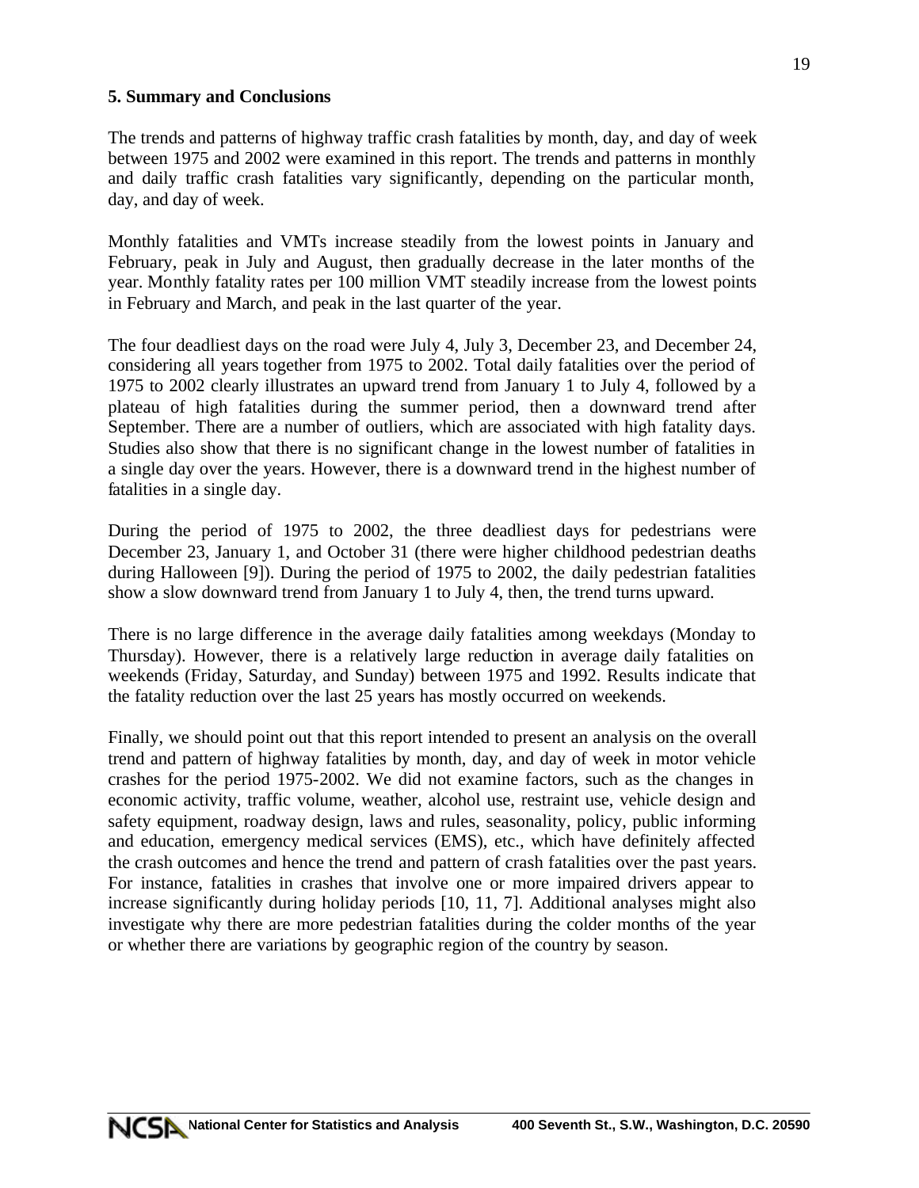## 5. Summary and Conclusions

The trends and patterns of highway traffic crash fatalities by month, day, and day of week between 1975 and 2002 were examined in this report. The trends and patterns in monthly and daily traffic crash fatalities vary significantly, depending on the particular month, day, and day of week.

Monthly fatalities and VMTs increase steadily from the lowest points in January and February, peak in July and August, then gradually decrease in the later months of the year. Monthly fatality rates per 100 million VMT steadily increase from the lowest points in February and March, and peak in the last quarter of the year.

The four deadliest days on the road were July 4, July 3, December 23, and December 24, considering all years together from 1975 to 2002. Total daily fatalities over the period of 1975 to 2002 clearly illustrates an upward trend from January 1 to July 4, followed by a plateau of high fatalities during the summer period, then a downward trend after September. There are a number of outliers, which are associated with high fatality days. Studies also show that there is no significant change in the lowest number of fatalities in a single day over the years. However, there is a downward trend in the highest number of fatalities in a single day.

During the period of 1975 to 2002, the three deadliest days for pedestrians were December 23, January 1, and October 31 (there were higher childhood pedestrian deaths during Halloween [9]). During the period of 1975 to 2002, the daily pedestrian fatalities show a slow downward trend from January 1 to July 4, then, the trend turns upward.

There is no large difference in the average daily fatalities among weekdays (Monday to Thursday). However, there is a relatively large reduction in average daily fatalities on weekends (Friday, Saturday, and Sunday) between 1975 and 1992. Results indicate that the fatality reduction over the last 25 years has mostly occurred on weekends.

Finally, we should point out that this report intended to present an analysis on the overall trend and pattern of highway fatalities by month, day, and day of week in motor vehicle crashes for the period 1975-2002. We did not examine factors, such as the changes in economic activity, traffic volume, weather, alcohol use, restraint use, vehicle design and safety equipment, roadway design, laws and rules, seasonality, policy, public informing and education, emergency medical services (EMS), etc., which have definitely affected the crash outcomes and hence the trend and pattern of crash fatalities over the past years. For instance, fatalities in crashes that involve one or more impaired drivers appear to increase significantly during holiday periods [10, 11, 7]. Additional analyses might also investigate why there are more pedestrian fatalities during the colder months of the year or whether there are variations by geographic region of the country by season.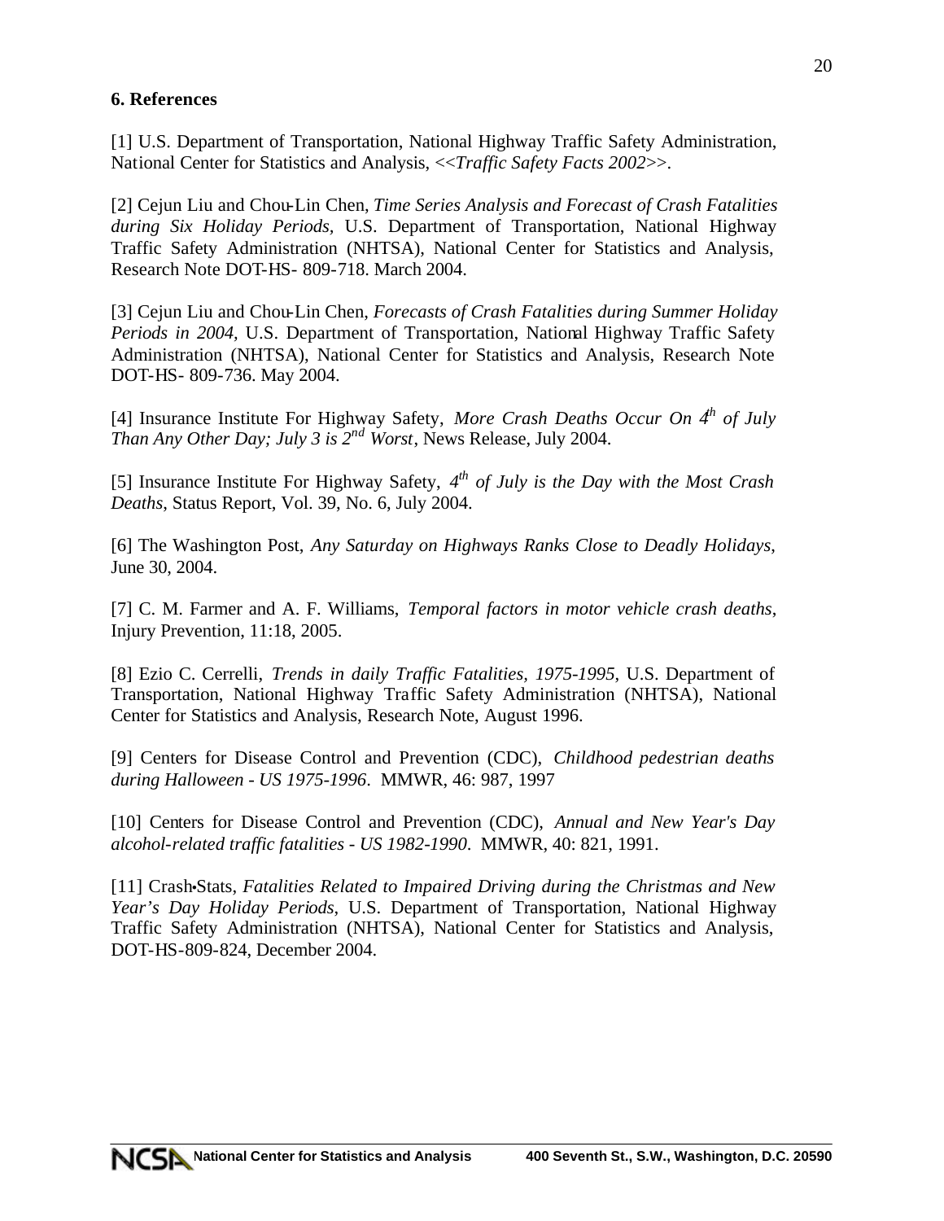## 6. References

[1] U.S. Department of Transportation, National Highway Traffic Safety Administration, National Center for Statistics and Analysis, <<*Traffic Safety Facts 2002*>>.

[2] Cejun Liu and Chou-Lin Chen, *Time Series Analysis and Forecast of Crash Fatalities during Six Holiday Periods*, U.S. Department of Transportation, National Highway Traffic Safety Administration (NHTSA), National Center for Statistics and Analysis, Research Note DOT-HS- 809-718. March 2004.

[3] Cejun Liu and Chou-Lin Chen, *Forecasts of Crash Fatalities during Summer Holiday Periods in 2004,* U.S. Department of Transportation, National Highway Traffic Safety Administration (NHTSA), National Center for Statistics and Analysis, Research Note DOT-HS- 809-736. May 2004.

[4] Insurance Institute For Highway Safety, *More Crash Deaths Occur On 4th of July Than Any Other Day; July 3 is 2nd Worst*, News Release, July 2004.

[5] Insurance Institute For Highway Safety, *4th of July is the Day with the Most Crash Deaths*, Status Report, Vol. 39, No. 6, July 2004.

[6] The Washington Post, *Any Saturday on Highways Ranks Close to Deadly Holidays*, June 30, 2004.

[7] C. M. Farmer and A. F. Williams, *Temporal factors in motor vehicle crash deaths*, Injury Prevention, 11:18, 2005.

[8] Ezio C. Cerrelli, *Trends in daily Traffic Fatalities, 1975-1995*, U.S. Department of Transportation, National Highway Traffic Safety Administration (NHTSA), National Center for Statistics and Analysis, Research Note, August 1996.

[9] Centers for Disease Control and Prevention (CDC), *Childhood pedestrian deaths during Halloween - US 1975-1996*. MMWR, 46: 987, 1997

[10] Centers for Disease Control and Prevention (CDC), *Annual and New Year's Day alcohol-related traffic fatalities - US 1982-1990*. MMWR, 40: 821, 1991.

[11] Crash•Stats, *Fatalities Related to Impaired Driving during the Christmas and New Year's Day Holiday Periods*, U.S. Department of Transportation, National Highway Traffic Safety Administration (NHTSA), National Center for Statistics and Analysis, DOT-HS-809-824, December 2004.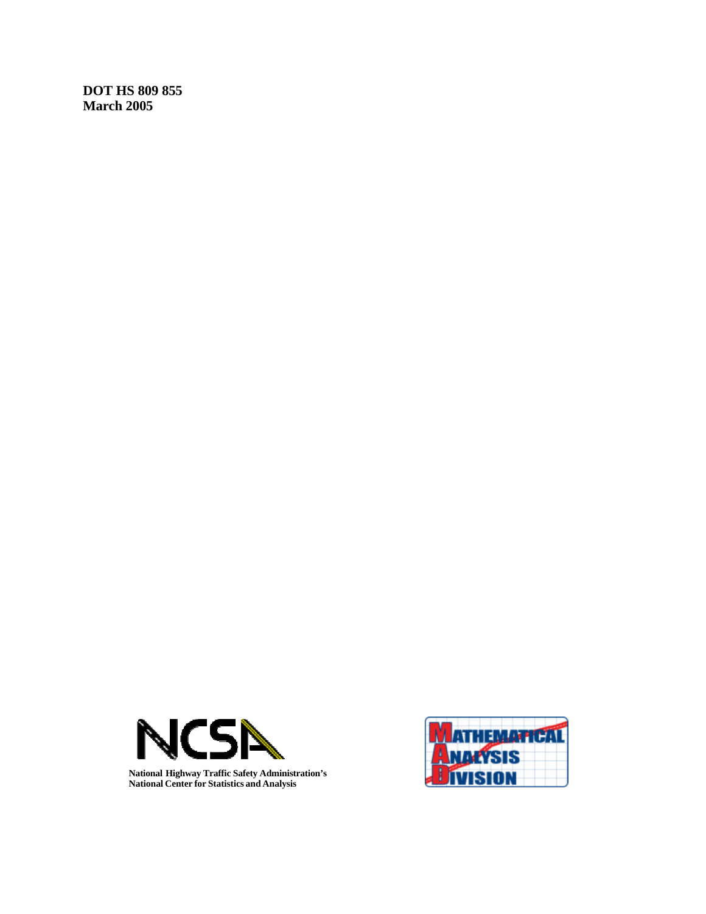**DOT HS 809 855**
**March 2005**

NCSA

**National Highway Traffic Safety Administration's National Center for Statistics and Analysis**

MATHEMATICAL ANALYSIS DIVISION